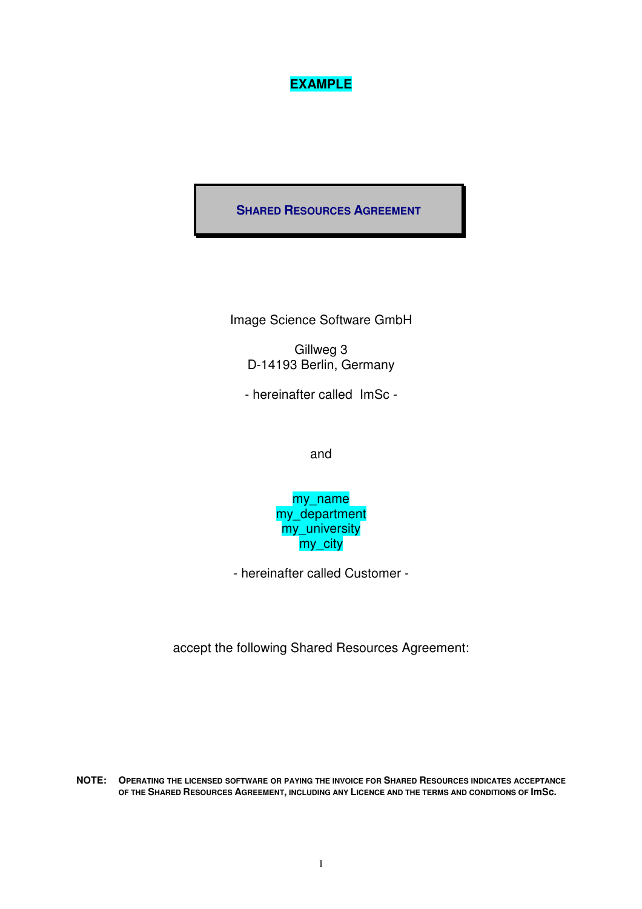**EXAMPLE**

# SHARED RESOURCES AGREEMENT

Image Science Software GmbH

Gillweg 3
D-14193 Berlin, Germany

- hereinafter called ImSc -

and

my_name
my_department
my_university
my_city

- hereinafter called Customer -

accept the following Shared Resources Agreement:

**NOTE:** **OPERATING THE LICENSED SOFTWARE OR PAYING THE INVOICE FOR SHARED RESOURCES INDICATES ACCEPTANCE OF THE SHARED RESOURCES AGREEMENT, INCLUDING ANY LICENCE AND THE TERMS AND CONDITIONS OF ImSc.**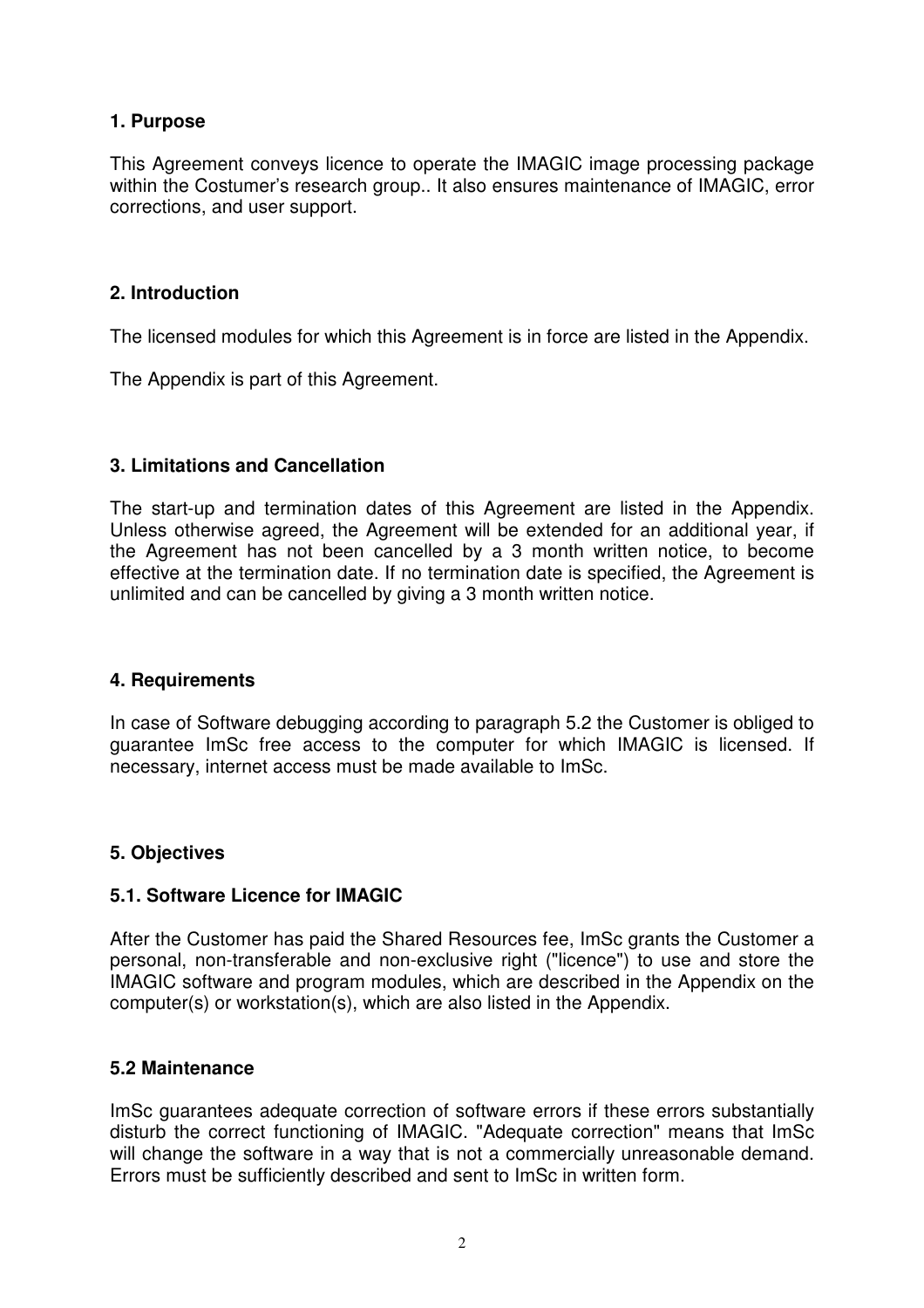### 1. Purpose

This Agreement conveys licence to operate the IMAGIC image processing package within the Costumer's research group.. It also ensures maintenance of IMAGIC, error corrections, and user support.

### 2. Introduction

The licensed modules for which this Agreement is in force are listed in the Appendix.

The Appendix is part of this Agreement.

### 3. Limitations and Cancellation

The start-up and termination dates of this Agreement are listed in the Appendix. Unless otherwise agreed, the Agreement will be extended for an additional year, if the Agreement has not been cancelled by a 3 month written notice, to become effective at the termination date. If no termination date is specified, the Agreement is unlimited and can be cancelled by giving a 3 month written notice.

### 4. Requirements

In case of Software debugging according to paragraph 5.2 the Customer is obliged to guarantee ImSc free access to the computer for which IMAGIC is licensed. If necessary, internet access must be made available to ImSc.

### 5. Objectives

#### 5.1. Software Licence for IMAGIC

After the Customer has paid the Shared Resources fee, ImSc grants the Customer a personal, non-transferable and non-exclusive right ("licence") to use and store the IMAGIC software and program modules, which are described in the Appendix on the computer(s) or workstation(s), which are also listed in the Appendix.

#### 5.2 Maintenance

ImSc guarantees adequate correction of software errors if these errors substantially disturb the correct functioning of IMAGIC. "Adequate correction" means that ImSc will change the software in a way that is not a commercially unreasonable demand. Errors must be sufficiently described and sent to ImSc in written form.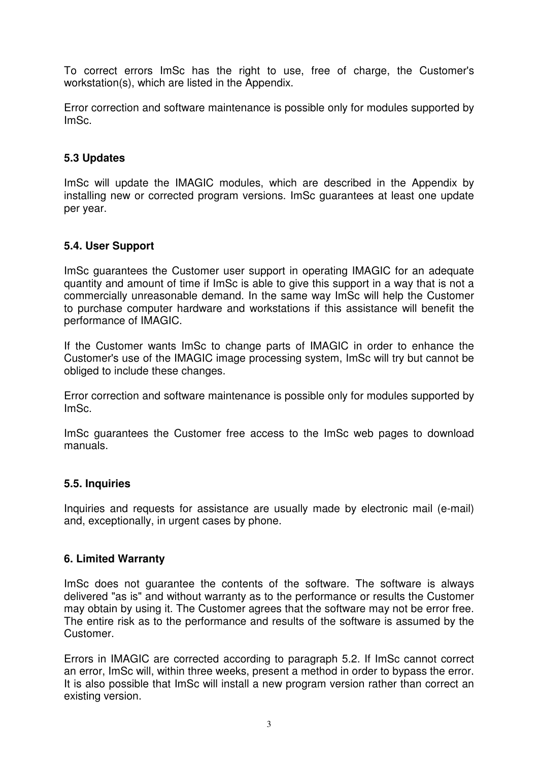To correct errors ImSc has the right to use, free of charge, the Customer's workstation(s), which are listed in the Appendix.

Error correction and software maintenance is possible only for modules supported by ImSc.

### 5.3 Updates

ImSc will update the IMAGIC modules, which are described in the Appendix by installing new or corrected program versions. ImSc guarantees at least one update per year.

### 5.4. User Support

ImSc guarantees the Customer user support in operating IMAGIC for an adequate quantity and amount of time if ImSc is able to give this support in a way that is not a commercially unreasonable demand. In the same way ImSc will help the Customer to purchase computer hardware and workstations if this assistance will benefit the performance of IMAGIC.

If the Customer wants ImSc to change parts of IMAGIC in order to enhance the Customer's use of the IMAGIC image processing system, ImSc will try but cannot be obliged to include these changes.

Error correction and software maintenance is possible only for modules supported by ImSc.

ImSc guarantees the Customer free access to the ImSc web pages to download manuals.

### 5.5. Inquiries

Inquiries and requests for assistance are usually made by electronic mail (e-mail) and, exceptionally, in urgent cases by phone.

## 6. Limited Warranty

ImSc does not guarantee the contents of the software. The software is always delivered "as is" and without warranty as to the performance or results the Customer may obtain by using it. The Customer agrees that the software may not be error free. The entire risk as to the performance and results of the software is assumed by the Customer.

Errors in IMAGIC are corrected according to paragraph 5.2. If ImSc cannot correct an error, ImSc will, within three weeks, present a method in order to bypass the error. It is also possible that ImSc will install a new program version rather than correct an existing version.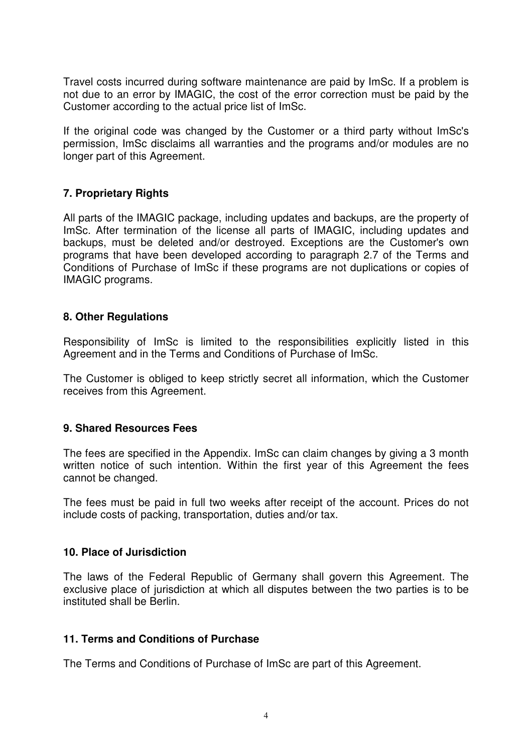Travel costs incurred during software maintenance are paid by ImSc. If a problem is not due to an error by IMAGIC, the cost of the error correction must be paid by the Customer according to the actual price list of ImSc.

If the original code was changed by the Customer or a third party without ImSc's permission, ImSc disclaims all warranties and the programs and/or modules are no longer part of this Agreement.

## 7. Proprietary Rights

All parts of the IMAGIC package, including updates and backups, are the property of ImSc. After termination of the license all parts of IMAGIC, including updates and backups, must be deleted and/or destroyed. Exceptions are the Customer's own programs that have been developed according to paragraph 2.7 of the Terms and Conditions of Purchase of ImSc if these programs are not duplications or copies of IMAGIC programs.

## 8. Other Regulations

Responsibility of ImSc is limited to the responsibilities explicitly listed in this Agreement and in the Terms and Conditions of Purchase of ImSc.

The Customer is obliged to keep strictly secret all information, which the Customer receives from this Agreement.

## 9. Shared Resources Fees

The fees are specified in the Appendix. ImSc can claim changes by giving a 3 month written notice of such intention. Within the first year of this Agreement the fees cannot be changed.

The fees must be paid in full two weeks after receipt of the account. Prices do not include costs of packing, transportation, duties and/or tax.

## 10. Place of Jurisdiction

The laws of the Federal Republic of Germany shall govern this Agreement. The exclusive place of jurisdiction at which all disputes between the two parties is to be instituted shall be Berlin.

## 11. Terms and Conditions of Purchase

The Terms and Conditions of Purchase of ImSc are part of this Agreement.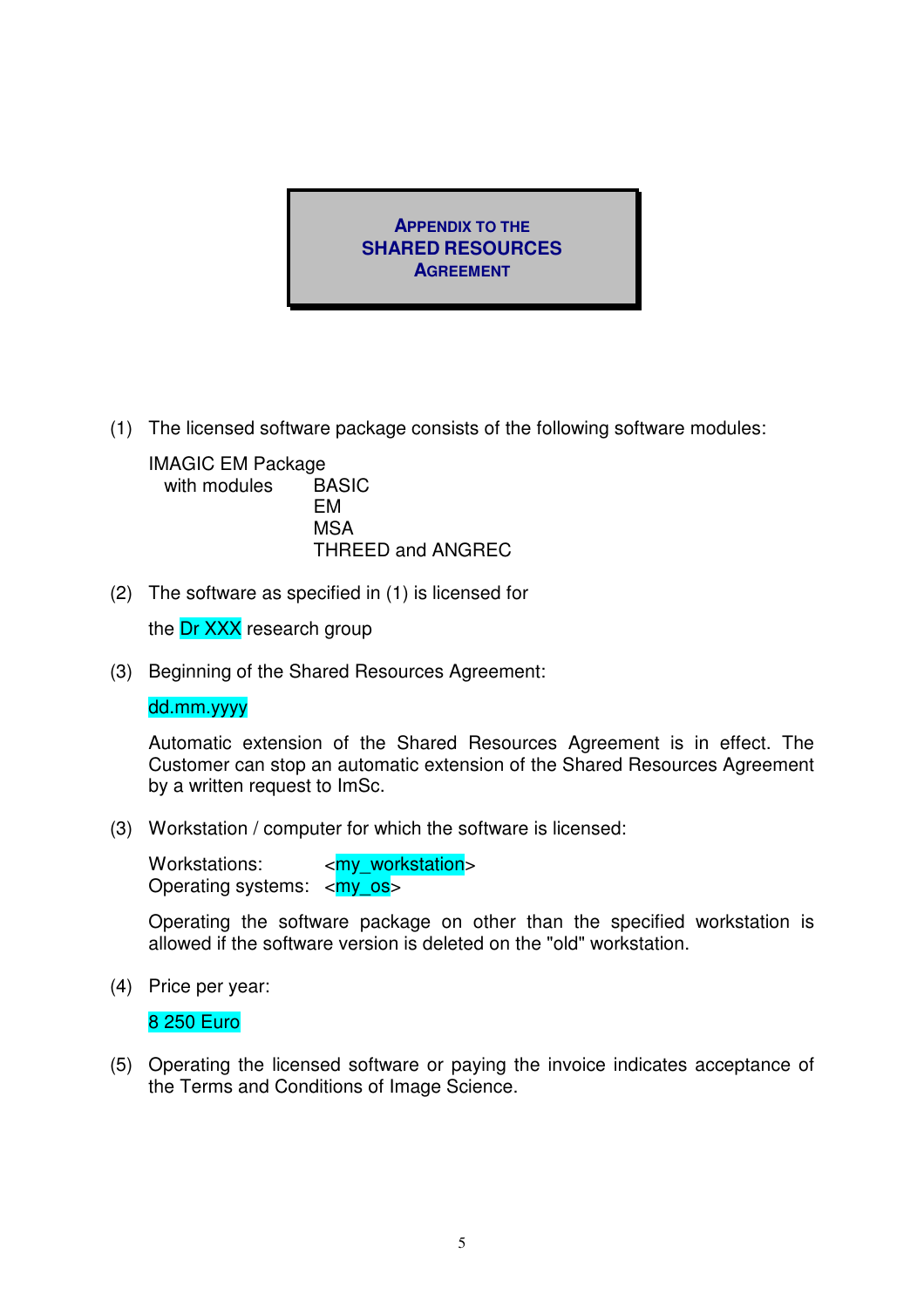# APPENDIX TO THE SHARED RESOURCES AGREEMENT

(1) The licensed software package consists of the following software modules:

IMAGIC EM Package
with modules BASIC
EM
MSA
THREED and ANGREC

(2) The software as specified in (1) is licensed for

the Dr XXX research group

(3) Beginning of the Shared Resources Agreement:

dd.mm.yyyy

Automatic extension of the Shared Resources Agreement is in effect. The Customer can stop an automatic extension of the Shared Resources Agreement by a written request to ImSc.

(3) Workstation / computer for which the software is licensed:

Workstations: <my_workstation>
Operating systems: <my_os>

Operating the software package on other than the specified workstation is allowed if the software version is deleted on the "old" workstation.

(4) Price per year:

8 250 Euro

(5) Operating the licensed software or paying the invoice indicates acceptance of the Terms and Conditions of Image Science.